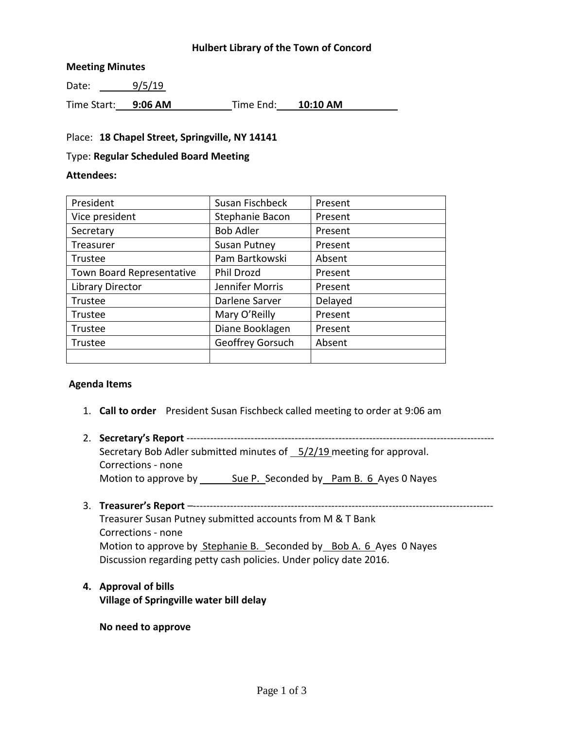**Hulbert Library of the Town of Concord**

**Meeting Minutes**

Date: 9/5/19

Time Start: **9:06 AM** Time End: **10:10 AM**

Place: **18 Chapel Street, Springville, NY 14141**

Type: **Regular Scheduled Board Meeting**

**Attendees:**

| | | |
|---|---|---|
| President | Susan Fischbeck | Present |
| Vice president | Stephanie Bacon | Present |
| Secretary | Bob Adler | Present |
| Treasurer | Susan Putney | Present |
| Trustee | Pam Bartkowski | Absent |
| Town Board Representative | Phil Drozd | Present |
| Library Director | Jennifer Morris | Present |
| Trustee | Darlene Sarver | Delayed |
| Trustee | Mary O'Reilly | Present |
| Trustee | Diane Booklagen | Present |
| Trustee | Geoffrey Gorsuch | Absent |
| | | |

**Agenda Items**

1. **Call to order** President Susan Fischbeck called meeting to order at 9:06 am

2. **Secretary's Report** ------------------------------------------------------------------------------------------
   Secretary Bob Adler submitted minutes of 5/2/19 meeting for approval.
   Corrections - none
   Motion to approve by Sue P. Seconded by Pam B. 6 Ayes 0 Nayes

3. **Treasurer's Report** –-----------------------------------------------------------------------------------------
   Treasurer Susan Putney submitted accounts from M & T Bank
   Corrections - none
   Motion to approve by Stephanie B. Seconded by Bob A. 6 Ayes 0 Nayes
   Discussion regarding petty cash policies. Under policy date 2016.

4. **Approval of bills**
   **Village of Springville water bill delay**

   **No need to approve**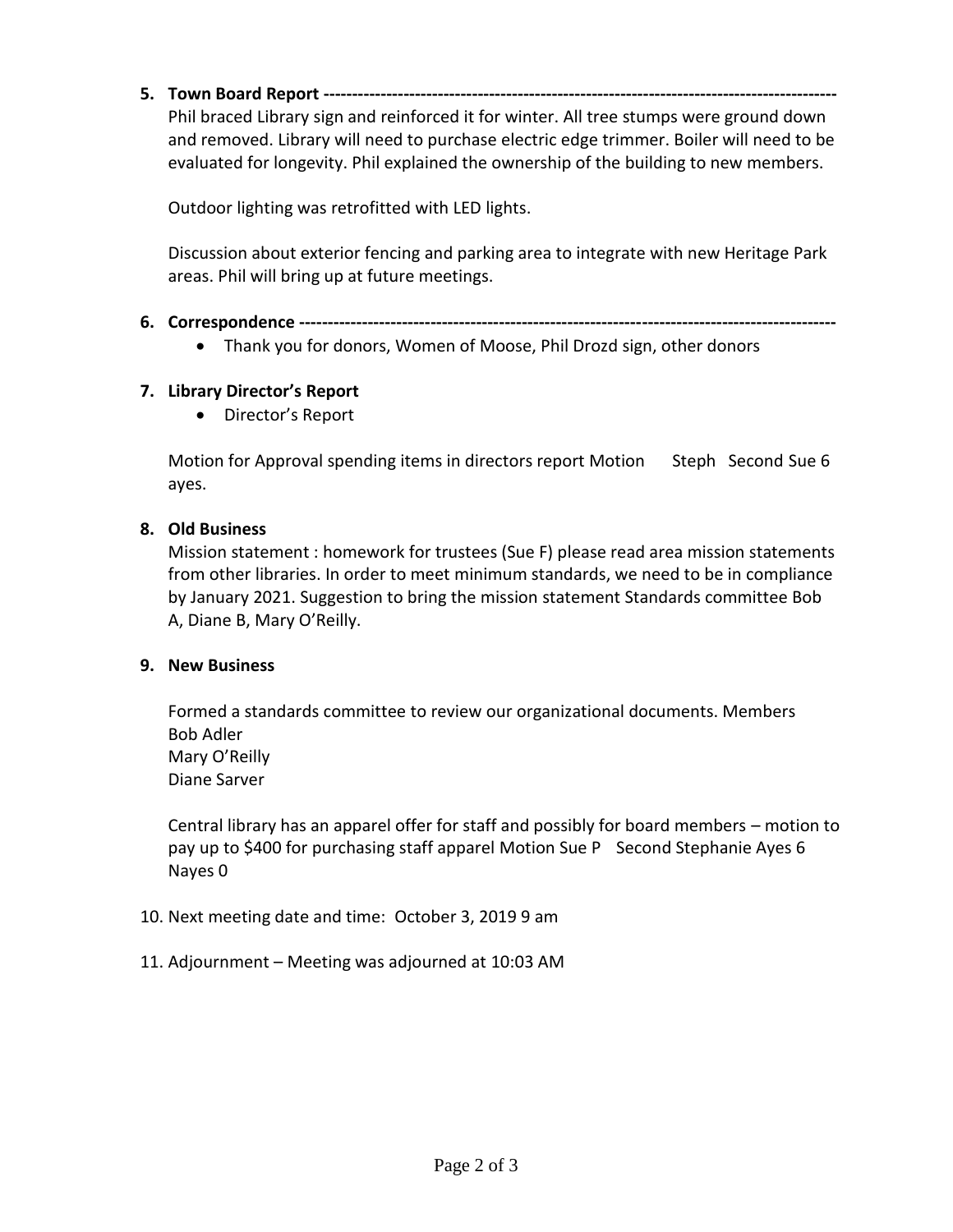**5. Town Board Report** ----------------------------------------------------------------------------------------

Phil braced Library sign and reinforced it for winter. All tree stumps were ground down and removed. Library will need to purchase electric edge trimmer. Boiler will need to be evaluated for longevity. Phil explained the ownership of the building to new members.

Outdoor lighting was retrofitted with LED lights.

Discussion about exterior fencing and parking area to integrate with new Heritage Park areas. Phil will bring up at future meetings.

**6. Correspondence** ----------------------------------------------------------------------------------------

- Thank you for donors, Women of Moose, Phil Drozd sign, other donors

**7. Library Director's Report**

- Director's Report

Motion for Approval spending items in directors report Motion Steph Second Sue 6 ayes.

**8. Old Business**

Mission statement : homework for trustees (Sue F) please read area mission statements from other libraries. In order to meet minimum standards, we need to be in compliance by January 2021. Suggestion to bring the mission statement Standards committee Bob A, Diane B, Mary O'Reilly.

**9. New Business**

Formed a standards committee to review our organizational documents. Members
Bob Adler
Mary O'Reilly
Diane Sarver

Central library has an apparel offer for staff and possibly for board members – motion to pay up to $400 for purchasing staff apparel Motion Sue P Second Stephanie Ayes 6 Nayes 0

10. Next meeting date and time: October 3, 2019 9 am

11. Adjournment – Meeting was adjourned at 10:03 AM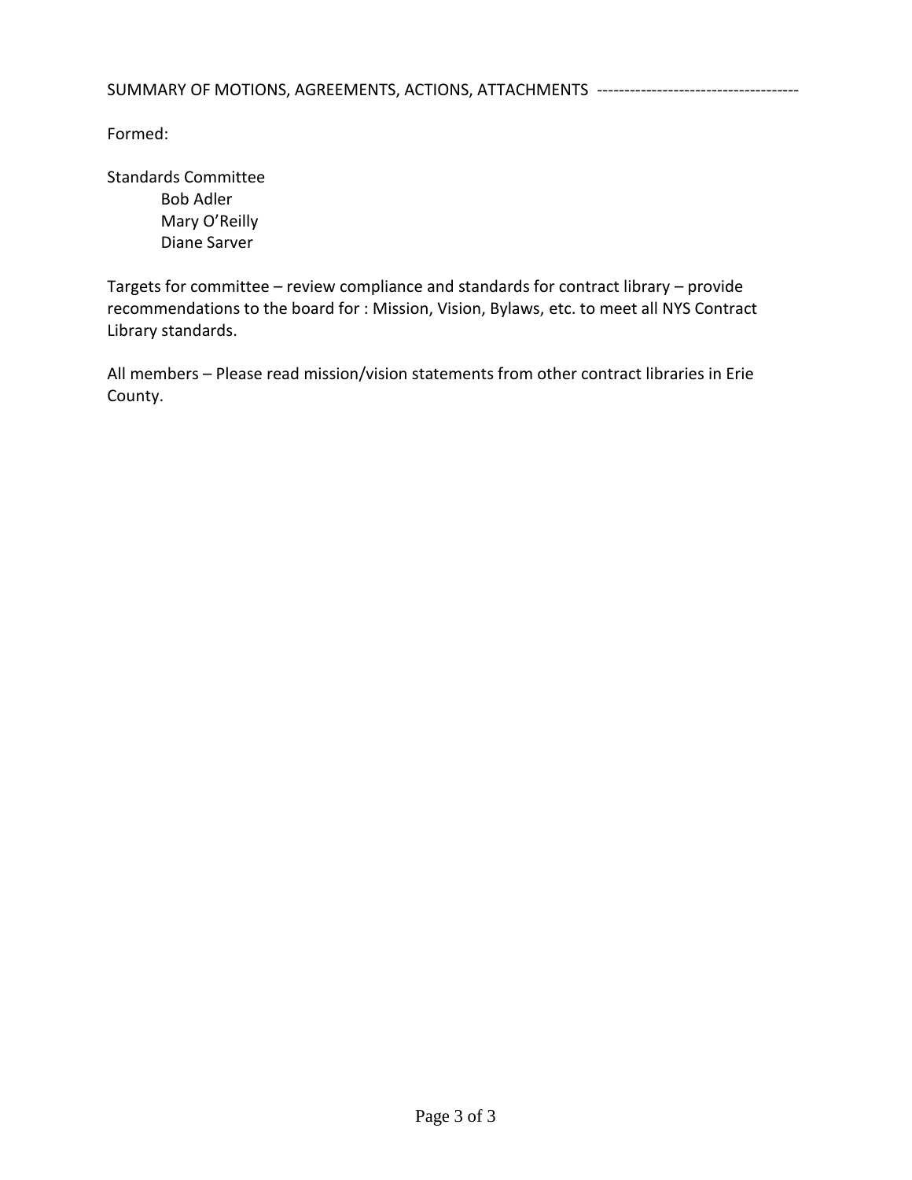SUMMARY OF MOTIONS, AGREEMENTS, ACTIONS, ATTACHMENTS -------------------------------------

Formed:

Standards Committee

- Bob Adler
- Mary O'Reilly
- Diane Sarver

Targets for committee – review compliance and standards for contract library – provide recommendations to the board for : Mission, Vision, Bylaws, etc. to meet all NYS Contract Library standards.

All members – Please read mission/vision statements from other contract libraries in Erie County.